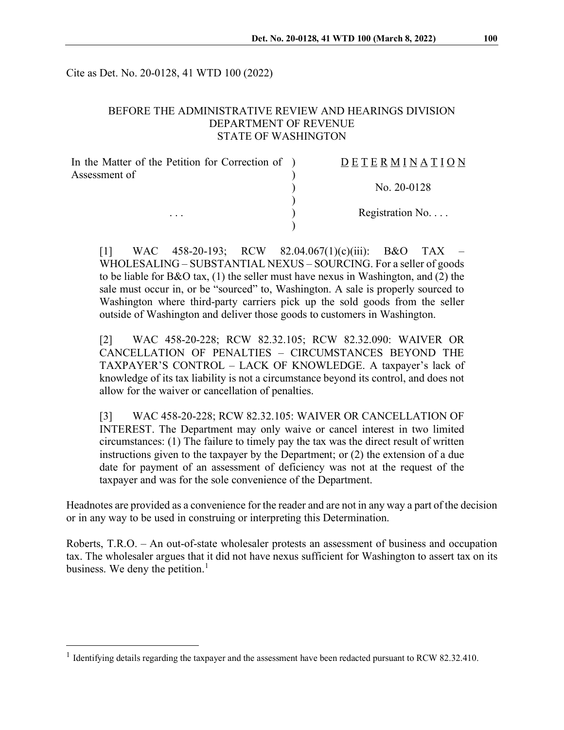Cite as Det. No. 20-0128, 41 WTD 100 (2022)

BEFORE THE ADMINISTRATIVE REVIEW AND HEARINGS DIVISION
DEPARTMENT OF REVENUE
STATE OF WASHINGTON

| | |
|---|---|
| In the Matter of the Petition for Correction of Assessment of | DETERMINATION |
| | No. 20-0128 |
| . . . | Registration No. . . . |

[1] WAC 458-20-193; RCW 82.04.067(1)(c)(iii): B&O TAX – WHOLESALING – SUBSTANTIAL NEXUS – SOURCING. For a seller of goods to be liable for B&O tax, (1) the seller must have nexus in Washington, and (2) the sale must occur in, or be "sourced" to, Washington. A sale is properly sourced to Washington where third-party carriers pick up the sold goods from the seller outside of Washington and deliver those goods to customers in Washington.

[2] WAC 458-20-228; RCW 82.32.105; RCW 82.32.090: WAIVER OR CANCELLATION OF PENALTIES – CIRCUMSTANCES BEYOND THE TAXPAYER'S CONTROL – LACK OF KNOWLEDGE. A taxpayer's lack of knowledge of its tax liability is not a circumstance beyond its control, and does not allow for the waiver or cancellation of penalties.

[3] WAC 458-20-228; RCW 82.32.105: WAIVER OR CANCELLATION OF INTEREST. The Department may only waive or cancel interest in two limited circumstances: (1) The failure to timely pay the tax was the direct result of written instructions given to the taxpayer by the Department; or (2) the extension of a due date for payment of an assessment of deficiency was not at the request of the taxpayer and was for the sole convenience of the Department.

Headnotes are provided as a convenience for the reader and are not in any way a part of the decision or in any way to be used in construing or interpreting this Determination.

Roberts, T.R.O. – An out-of-state wholesaler protests an assessment of business and occupation tax. The wholesaler argues that it did not have nexus sufficient for Washington to assert tax on its business. We deny the petition.[1]

[1] Identifying details regarding the taxpayer and the assessment have been redacted pursuant to RCW 82.32.410.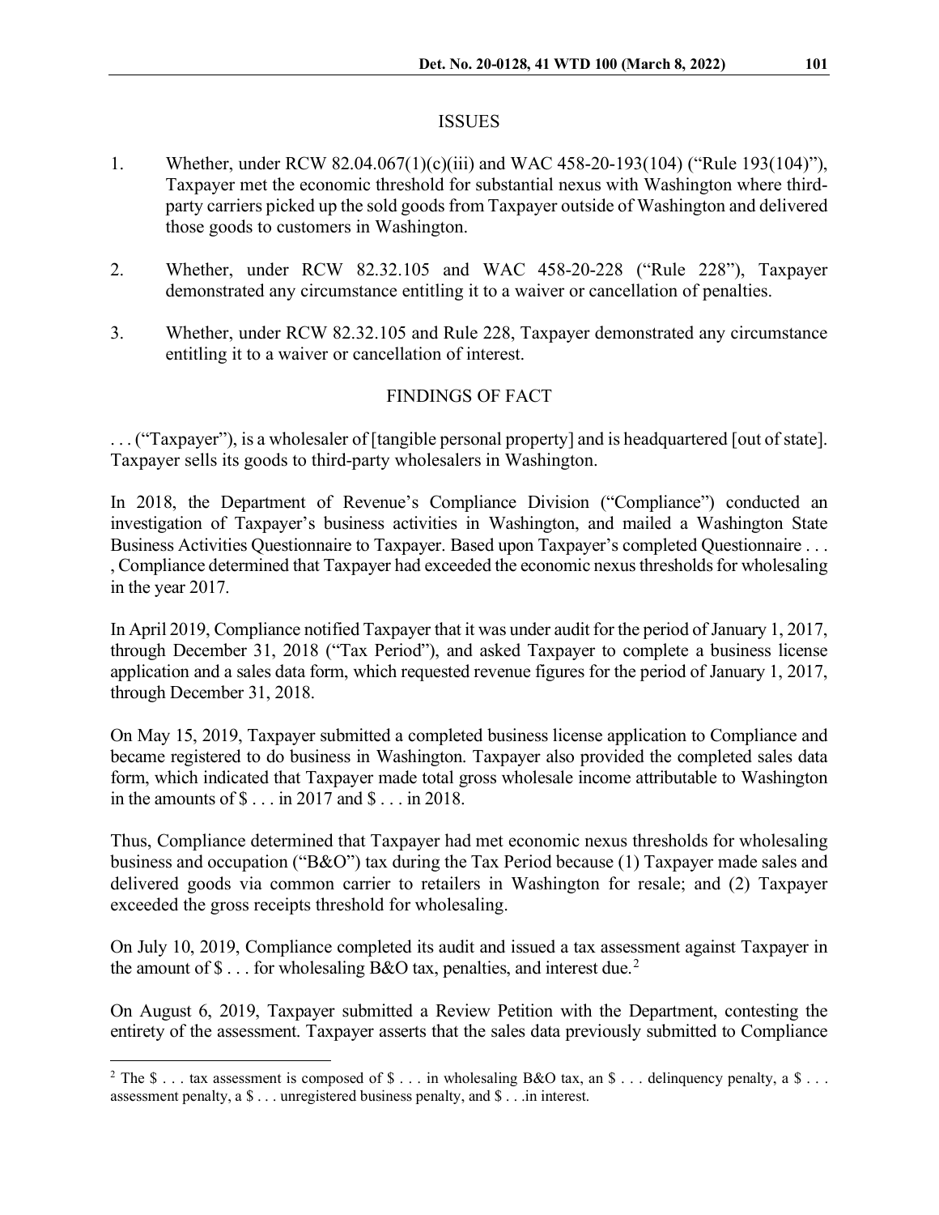## ISSUES

1. Whether, under RCW 82.04.067(1)(c)(iii) and WAC 458-20-193(104) ("Rule 193(104)"), Taxpayer met the economic threshold for substantial nexus with Washington where third-party carriers picked up the sold goods from Taxpayer outside of Washington and delivered those goods to customers in Washington.

2. Whether, under RCW 82.32.105 and WAC 458-20-228 ("Rule 228"), Taxpayer demonstrated any circumstance entitling it to a waiver or cancellation of penalties.

3. Whether, under RCW 82.32.105 and Rule 228, Taxpayer demonstrated any circumstance entitling it to a waiver or cancellation of interest.

## FINDINGS OF FACT

. . . ("Taxpayer"), is a wholesaler of [tangible personal property] and is headquartered [out of state]. Taxpayer sells its goods to third-party wholesalers in Washington.

In 2018, the Department of Revenue's Compliance Division ("Compliance") conducted an investigation of Taxpayer's business activities in Washington, and mailed a Washington State Business Activities Questionnaire to Taxpayer. Based upon Taxpayer's completed Questionnaire . . . , Compliance determined that Taxpayer had exceeded the economic nexus thresholds for wholesaling in the year 2017.

In April 2019, Compliance notified Taxpayer that it was under audit for the period of January 1, 2017, through December 31, 2018 ("Tax Period"), and asked Taxpayer to complete a business license application and a sales data form, which requested revenue figures for the period of January 1, 2017, through December 31, 2018.

On May 15, 2019, Taxpayer submitted a completed business license application to Compliance and became registered to do business in Washington. Taxpayer also provided the completed sales data form, which indicated that Taxpayer made total gross wholesale income attributable to Washington in the amounts of $ . . . in 2017 and $ . . . in 2018.

Thus, Compliance determined that Taxpayer had met economic nexus thresholds for wholesaling business and occupation ("B&O") tax during the Tax Period because (1) Taxpayer made sales and delivered goods via common carrier to retailers in Washington for resale; and (2) Taxpayer exceeded the gross receipts threshold for wholesaling.

On July 10, 2019, Compliance completed its audit and issued a tax assessment against Taxpayer in the amount of $ . . . for wholesaling B&O tax, penalties, and interest due.[2]

On August 6, 2019, Taxpayer submitted a Review Petition with the Department, contesting the entirety of the assessment. Taxpayer asserts that the sales data previously submitted to Compliance

---

[2] The $ . . . tax assessment is composed of $ . . . in wholesaling B&O tax, an $ . . . delinquency penalty, a $ . . . assessment penalty, a $ . . . unregistered business penalty, and $ . . .in interest.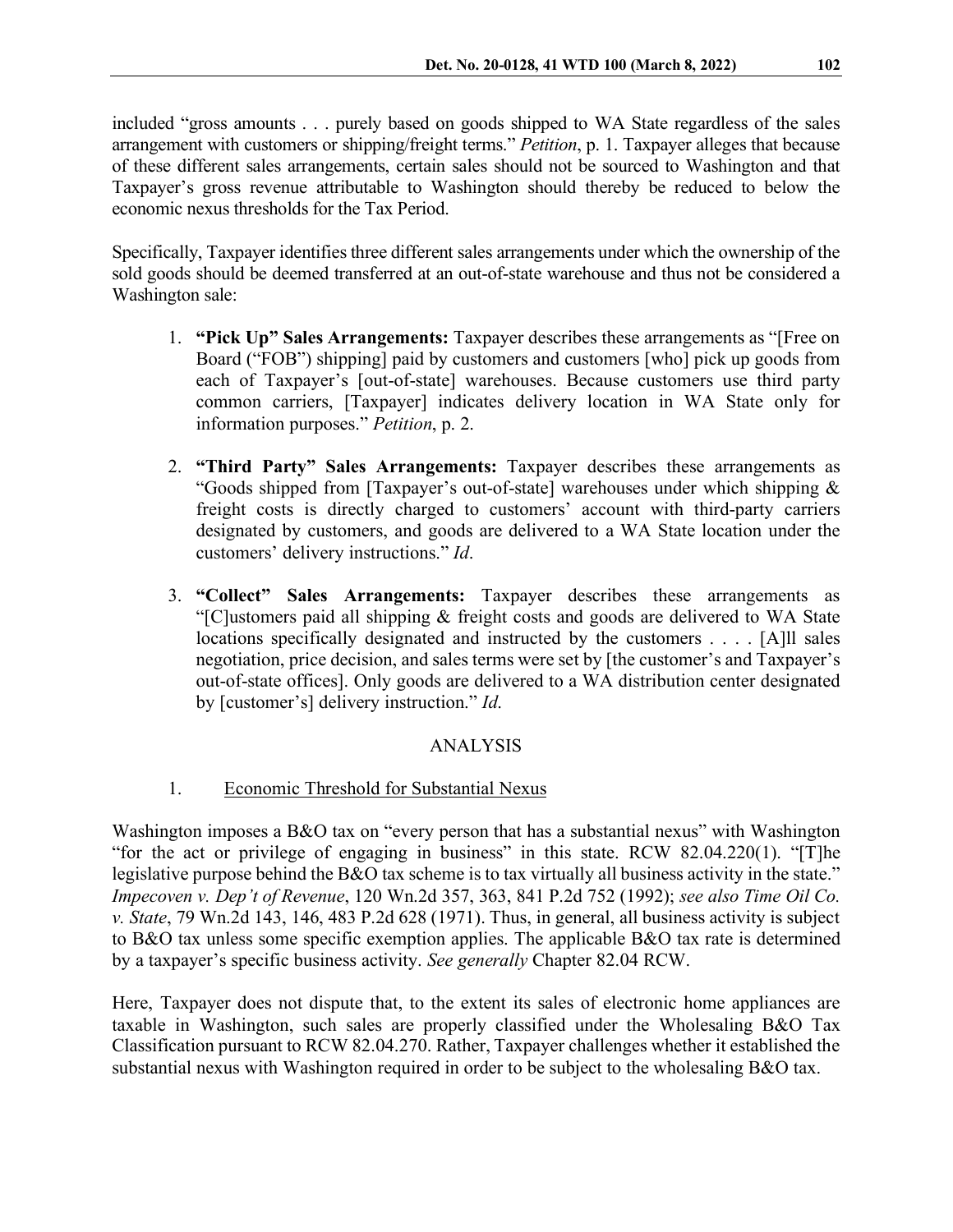included "gross amounts . . . purely based on goods shipped to WA State regardless of the sales arrangement with customers or shipping/freight terms." *Petition*, p. 1. Taxpayer alleges that because of these different sales arrangements, certain sales should not be sourced to Washington and that Taxpayer's gross revenue attributable to Washington should thereby be reduced to below the economic nexus thresholds for the Tax Period.

Specifically, Taxpayer identifies three different sales arrangements under which the ownership of the sold goods should be deemed transferred at an out-of-state warehouse and thus not be considered a Washington sale:

1. **"Pick Up" Sales Arrangements:** Taxpayer describes these arrangements as "[Free on Board ("FOB") shipping] paid by customers and customers [who] pick up goods from each of Taxpayer's [out-of-state] warehouses. Because customers use third party common carriers, [Taxpayer] indicates delivery location in WA State only for information purposes." *Petition*, p. 2.

2. **"Third Party" Sales Arrangements:** Taxpayer describes these arrangements as "Goods shipped from [Taxpayer's out-of-state] warehouses under which shipping & freight costs is directly charged to customers' account with third-party carriers designated by customers, and goods are delivered to a WA State location under the customers' delivery instructions." *Id*.

3. **"Collect" Sales Arrangements:** Taxpayer describes these arrangements as "[C]ustomers paid all shipping & freight costs and goods are delivered to WA State locations specifically designated and instructed by the customers . . . . [A]ll sales negotiation, price decision, and sales terms were set by [the customer's and Taxpayer's out-of-state offices]. Only goods are delivered to a WA distribution center designated by [customer's] delivery instruction." *Id*.

## ANALYSIS

### 1. Economic Threshold for Substantial Nexus

Washington imposes a B&O tax on "every person that has a substantial nexus" with Washington "for the act or privilege of engaging in business" in this state. RCW 82.04.220(1). "[T]he legislative purpose behind the B&O tax scheme is to tax virtually all business activity in the state." *Impecoven v. Dep't of Revenue*, 120 Wn.2d 357, 363, 841 P.2d 752 (1992); *see also Time Oil Co. v. State*, 79 Wn.2d 143, 146, 483 P.2d 628 (1971). Thus, in general, all business activity is subject to B&O tax unless some specific exemption applies. The applicable B&O tax rate is determined by a taxpayer's specific business activity. *See generally* Chapter 82.04 RCW.

Here, Taxpayer does not dispute that, to the extent its sales of electronic home appliances are taxable in Washington, such sales are properly classified under the Wholesaling B&O Tax Classification pursuant to RCW 82.04.270. Rather, Taxpayer challenges whether it established the substantial nexus with Washington required in order to be subject to the wholesaling B&O tax.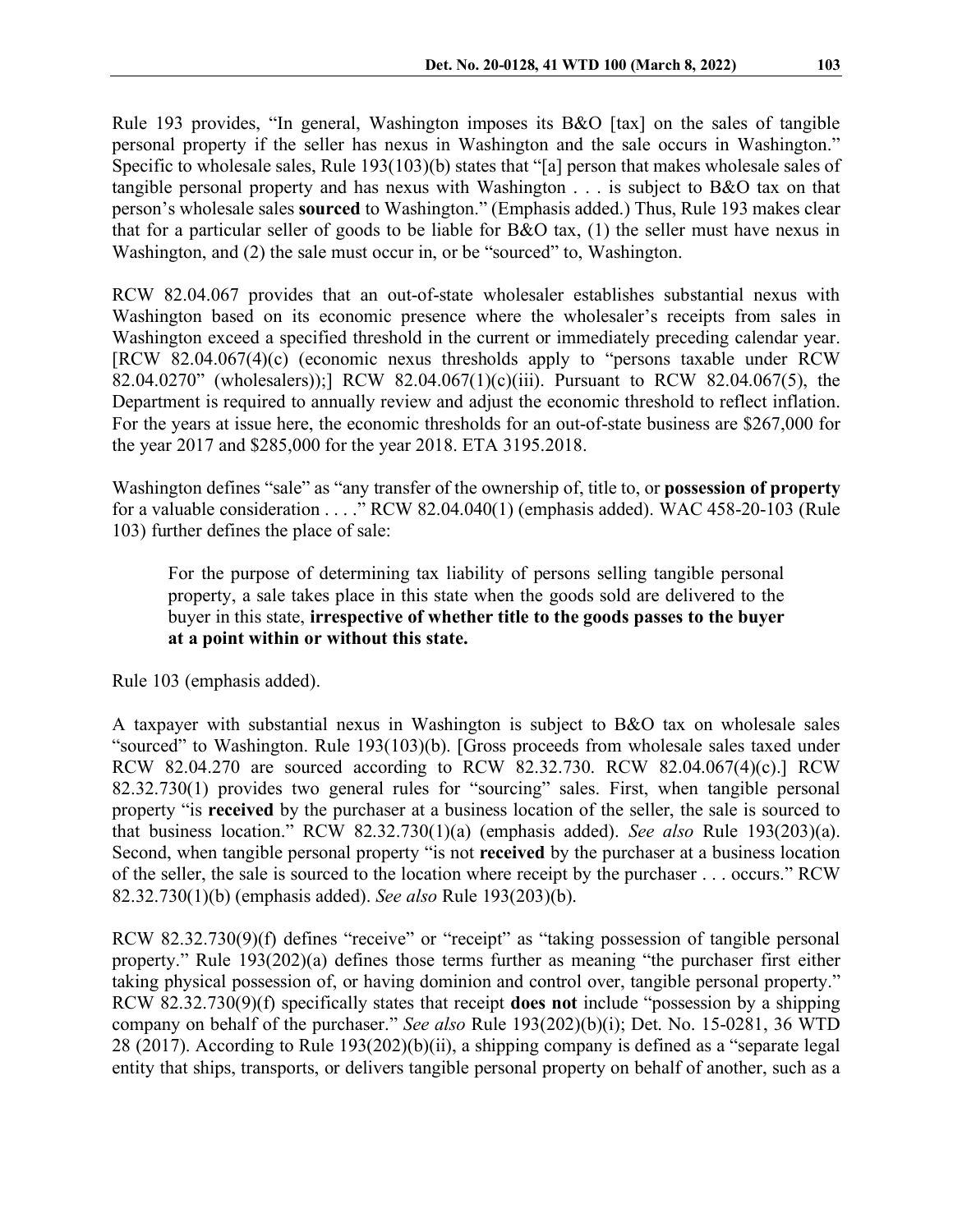Rule 193 provides, "In general, Washington imposes its B&O [tax] on the sales of tangible personal property if the seller has nexus in Washington and the sale occurs in Washington." Specific to wholesale sales, Rule 193(103)(b) states that "[a] person that makes wholesale sales of tangible personal property and has nexus with Washington . . . is subject to B&O tax on that person's wholesale sales **sourced** to Washington." (Emphasis added.) Thus, Rule 193 makes clear that for a particular seller of goods to be liable for B&O tax, (1) the seller must have nexus in Washington, and (2) the sale must occur in, or be "sourced" to, Washington.

RCW 82.04.067 provides that an out-of-state wholesaler establishes substantial nexus with Washington based on its economic presence where the wholesaler's receipts from sales in Washington exceed a specified threshold in the current or immediately preceding calendar year. [RCW 82.04.067(4)(c) (economic nexus thresholds apply to "persons taxable under RCW 82.04.0270" (wholesalers));] RCW 82.04.067(1)(c)(iii). Pursuant to RCW 82.04.067(5), the Department is required to annually review and adjust the economic threshold to reflect inflation. For the years at issue here, the economic thresholds for an out-of-state business are $267,000 for the year 2017 and $285,000 for the year 2018. ETA 3195.2018.

Washington defines "sale" as "any transfer of the ownership of, title to, or **possession of property** for a valuable consideration . . . ." RCW 82.04.040(1) (emphasis added). WAC 458-20-103 (Rule 103) further defines the place of sale:

> For the purpose of determining tax liability of persons selling tangible personal property, a sale takes place in this state when the goods sold are delivered to the buyer in this state, **irrespective of whether title to the goods passes to the buyer at a point within or without this state.**

Rule 103 (emphasis added).

A taxpayer with substantial nexus in Washington is subject to B&O tax on wholesale sales "sourced" to Washington. Rule 193(103)(b). [Gross proceeds from wholesale sales taxed under RCW 82.04.270 are sourced according to RCW 82.32.730. RCW 82.04.067(4)(c).] RCW 82.32.730(1) provides two general rules for "sourcing" sales. First, when tangible personal property "is **received** by the purchaser at a business location of the seller, the sale is sourced to that business location." RCW 82.32.730(1)(a) (emphasis added). *See also* Rule 193(203)(a). Second, when tangible personal property "is not **received** by the purchaser at a business location of the seller, the sale is sourced to the location where receipt by the purchaser . . . occurs." RCW 82.32.730(1)(b) (emphasis added). *See also* Rule 193(203)(b).

RCW 82.32.730(9)(f) defines "receive" or "receipt" as "taking possession of tangible personal property." Rule 193(202)(a) defines those terms further as meaning "the purchaser first either taking physical possession of, or having dominion and control over, tangible personal property." RCW 82.32.730(9)(f) specifically states that receipt **does not** include "possession by a shipping company on behalf of the purchaser." *See also* Rule 193(202)(b)(i); Det. No. 15-0281, 36 WTD 28 (2017). According to Rule 193(202)(b)(ii), a shipping company is defined as a "separate legal entity that ships, transports, or delivers tangible personal property on behalf of another, such as a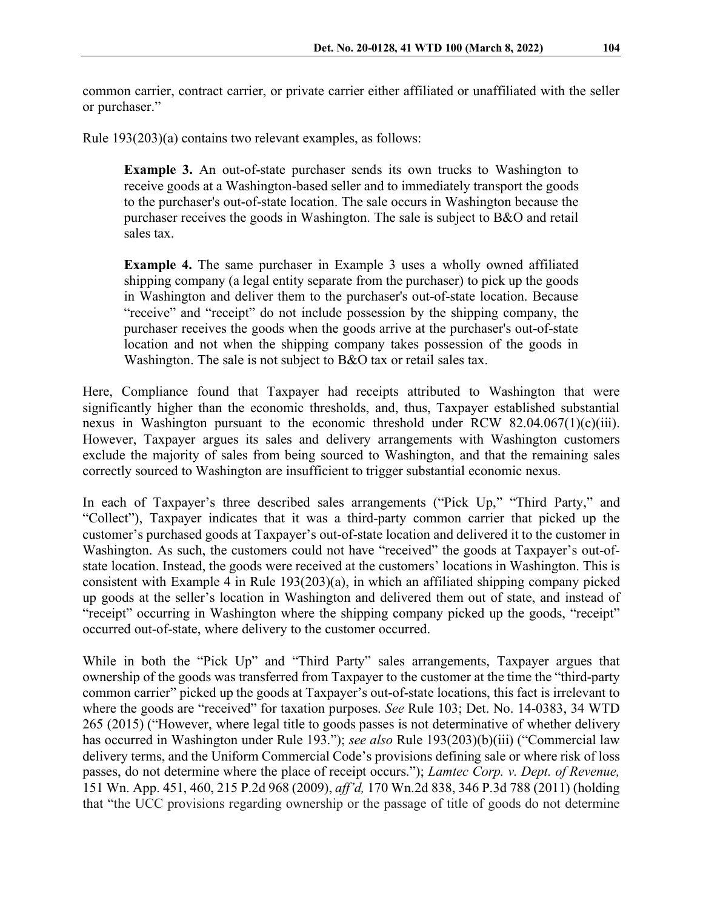common carrier, contract carrier, or private carrier either affiliated or unaffiliated with the seller or purchaser."

Rule 193(203)(a) contains two relevant examples, as follows:

> **Example 3.** An out-of-state purchaser sends its own trucks to Washington to receive goods at a Washington-based seller and to immediately transport the goods to the purchaser's out-of-state location. The sale occurs in Washington because the purchaser receives the goods in Washington. The sale is subject to B&O and retail sales tax.
>
> **Example 4.** The same purchaser in Example 3 uses a wholly owned affiliated shipping company (a legal entity separate from the purchaser) to pick up the goods in Washington and deliver them to the purchaser's out-of-state location. Because "receive" and "receipt" do not include possession by the shipping company, the purchaser receives the goods when the goods arrive at the purchaser's out-of-state location and not when the shipping company takes possession of the goods in Washington. The sale is not subject to B&O tax or retail sales tax.

Here, Compliance found that Taxpayer had receipts attributed to Washington that were significantly higher than the economic thresholds, and, thus, Taxpayer established substantial nexus in Washington pursuant to the economic threshold under RCW 82.04.067(1)(c)(iii). However, Taxpayer argues its sales and delivery arrangements with Washington customers exclude the majority of sales from being sourced to Washington, and that the remaining sales correctly sourced to Washington are insufficient to trigger substantial economic nexus.

In each of Taxpayer's three described sales arrangements ("Pick Up," "Third Party," and "Collect"), Taxpayer indicates that it was a third-party common carrier that picked up the customer's purchased goods at Taxpayer's out-of-state location and delivered it to the customer in Washington. As such, the customers could not have "received" the goods at Taxpayer's out-of-state location. Instead, the goods were received at the customers' locations in Washington. This is consistent with Example 4 in Rule 193(203)(a), in which an affiliated shipping company picked up goods at the seller's location in Washington and delivered them out of state, and instead of "receipt" occurring in Washington where the shipping company picked up the goods, "receipt" occurred out-of-state, where delivery to the customer occurred.

While in both the "Pick Up" and "Third Party" sales arrangements, Taxpayer argues that ownership of the goods was transferred from Taxpayer to the customer at the time the "third-party common carrier" picked up the goods at Taxpayer's out-of-state locations, this fact is irrelevant to where the goods are "received" for taxation purposes. *See* Rule 103; Det. No. 14-0383, 34 WTD 265 (2015) ("However, where legal title to goods passes is not determinative of whether delivery has occurred in Washington under Rule 193."); *see also* Rule 193(203)(b)(iii) ("Commercial law delivery terms, and the Uniform Commercial Code's provisions defining sale or where risk of loss passes, do not determine where the place of receipt occurs."); *Lamtec Corp. v. Dept. of Revenue,* 151 Wn. App. 451, 460, 215 P.2d 968 (2009), *aff'd,* 170 Wn.2d 838, 346 P.3d 788 (2011) (holding that "the UCC provisions regarding ownership or the passage of title of goods do not determine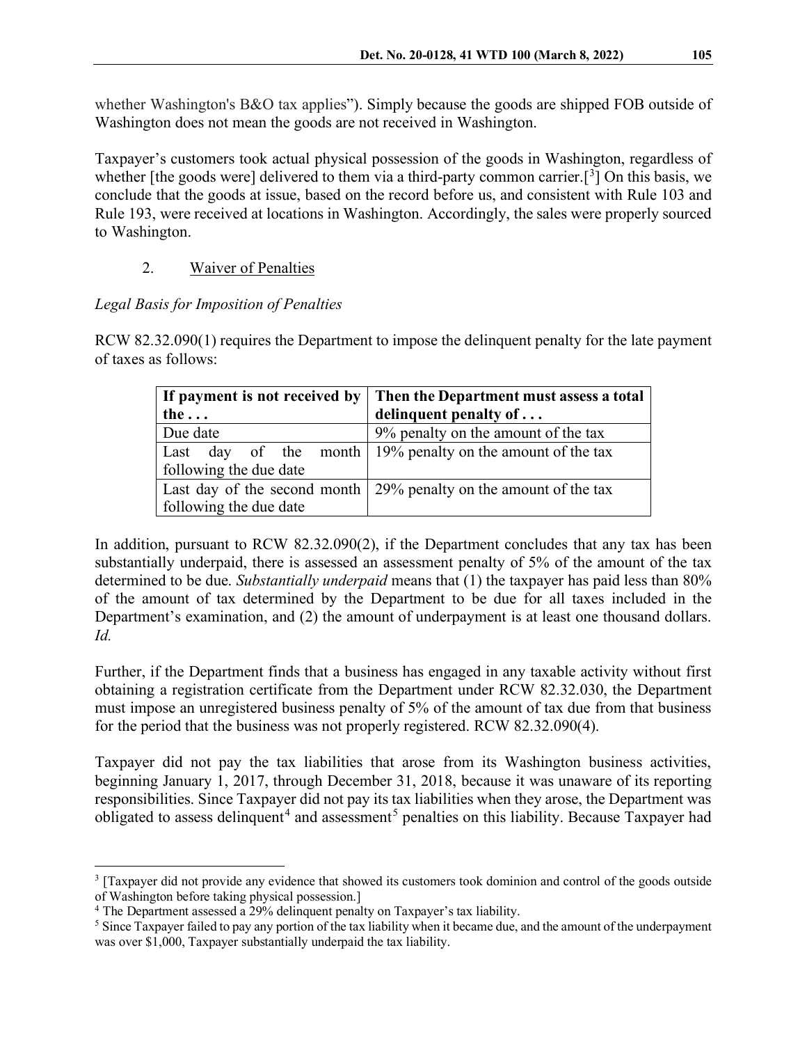whether Washington's B&O tax applies"). Simply because the goods are shipped FOB outside of Washington does not mean the goods are not received in Washington.

Taxpayer's customers took actual physical possession of the goods in Washington, regardless of whether [the goods were] delivered to them via a third-party common carrier.[3] On this basis, we conclude that the goods at issue, based on the record before us, and consistent with Rule 103 and Rule 193, were received at locations in Washington. Accordingly, the sales were properly sourced to Washington.

2. Waiver of Penalties

*Legal Basis for Imposition of Penalties*

RCW 82.32.090(1) requires the Department to impose the delinquent penalty for the late payment of taxes as follows:

| If payment is not received by the . . . | Then the Department must assess a total delinquent penalty of . . . |
|---|---|
| Due date | 9% penalty on the amount of the tax |
| Last day of the month following the due date | 19% penalty on the amount of the tax |
| Last day of the second month following the due date | 29% penalty on the amount of the tax |

In addition, pursuant to RCW 82.32.090(2), if the Department concludes that any tax has been substantially underpaid, there is assessed an assessment penalty of 5% of the amount of the tax determined to be due. *Substantially underpaid* means that (1) the taxpayer has paid less than 80% of the amount of tax determined by the Department to be due for all taxes included in the Department's examination, and (2) the amount of underpayment is at least one thousand dollars. *Id.*

Further, if the Department finds that a business has engaged in any taxable activity without first obtaining a registration certificate from the Department under RCW 82.32.030, the Department must impose an unregistered business penalty of 5% of the amount of tax due from that business for the period that the business was not properly registered. RCW 82.32.090(4).

Taxpayer did not pay the tax liabilities that arose from its Washington business activities, beginning January 1, 2017, through December 31, 2018, because it was unaware of its reporting responsibilities. Since Taxpayer did not pay its tax liabilities when they arose, the Department was obligated to assess delinquent[4] and assessment[5] penalties on this liability. Because Taxpayer had

---

[3] [Taxpayer did not provide any evidence that showed its customers took dominion and control of the goods outside of Washington before taking physical possession.]

[4] The Department assessed a 29% delinquent penalty on Taxpayer's tax liability.

[5] Since Taxpayer failed to pay any portion of the tax liability when it became due, and the amount of the underpayment was over $1,000, Taxpayer substantially underpaid the tax liability.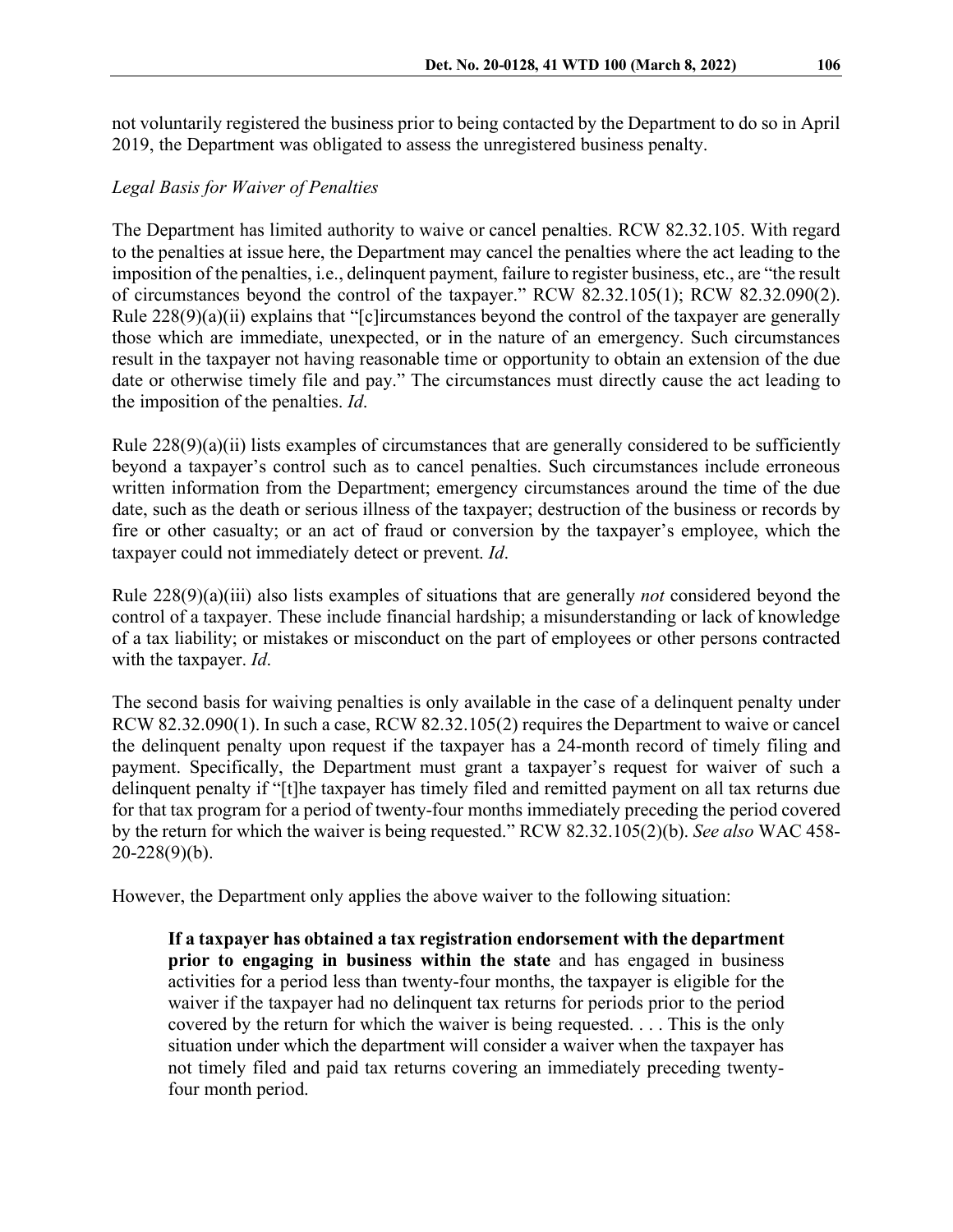not voluntarily registered the business prior to being contacted by the Department to do so in April 2019, the Department was obligated to assess the unregistered business penalty.

*Legal Basis for Waiver of Penalties*

The Department has limited authority to waive or cancel penalties. RCW 82.32.105. With regard to the penalties at issue here, the Department may cancel the penalties where the act leading to the imposition of the penalties, i.e., delinquent payment, failure to register business, etc., are "the result of circumstances beyond the control of the taxpayer." RCW 82.32.105(1); RCW 82.32.090(2). Rule 228(9)(a)(ii) explains that "[c]ircumstances beyond the control of the taxpayer are generally those which are immediate, unexpected, or in the nature of an emergency. Such circumstances result in the taxpayer not having reasonable time or opportunity to obtain an extension of the due date or otherwise timely file and pay." The circumstances must directly cause the act leading to the imposition of the penalties. *Id*.

Rule 228(9)(a)(ii) lists examples of circumstances that are generally considered to be sufficiently beyond a taxpayer's control such as to cancel penalties. Such circumstances include erroneous written information from the Department; emergency circumstances around the time of the due date, such as the death or serious illness of the taxpayer; destruction of the business or records by fire or other casualty; or an act of fraud or conversion by the taxpayer's employee, which the taxpayer could not immediately detect or prevent. *Id*.

Rule 228(9)(a)(iii) also lists examples of situations that are generally *not* considered beyond the control of a taxpayer. These include financial hardship; a misunderstanding or lack of knowledge of a tax liability; or mistakes or misconduct on the part of employees or other persons contracted with the taxpayer. *Id*.

The second basis for waiving penalties is only available in the case of a delinquent penalty under RCW 82.32.090(1). In such a case, RCW 82.32.105(2) requires the Department to waive or cancel the delinquent penalty upon request if the taxpayer has a 24-month record of timely filing and payment. Specifically, the Department must grant a taxpayer's request for waiver of such a delinquent penalty if "[t]he taxpayer has timely filed and remitted payment on all tax returns due for that tax program for a period of twenty-four months immediately preceding the period covered by the return for which the waiver is being requested." RCW 82.32.105(2)(b). *See also* WAC 458-20-228(9)(b).

However, the Department only applies the above waiver to the following situation:

> **If a taxpayer has obtained a tax registration endorsement with the department prior to engaging in business within the state** and has engaged in business activities for a period less than twenty-four months, the taxpayer is eligible for the waiver if the taxpayer had no delinquent tax returns for periods prior to the period covered by the return for which the waiver is being requested. . . . This is the only situation under which the department will consider a waiver when the taxpayer has not timely filed and paid tax returns covering an immediately preceding twenty-four month period.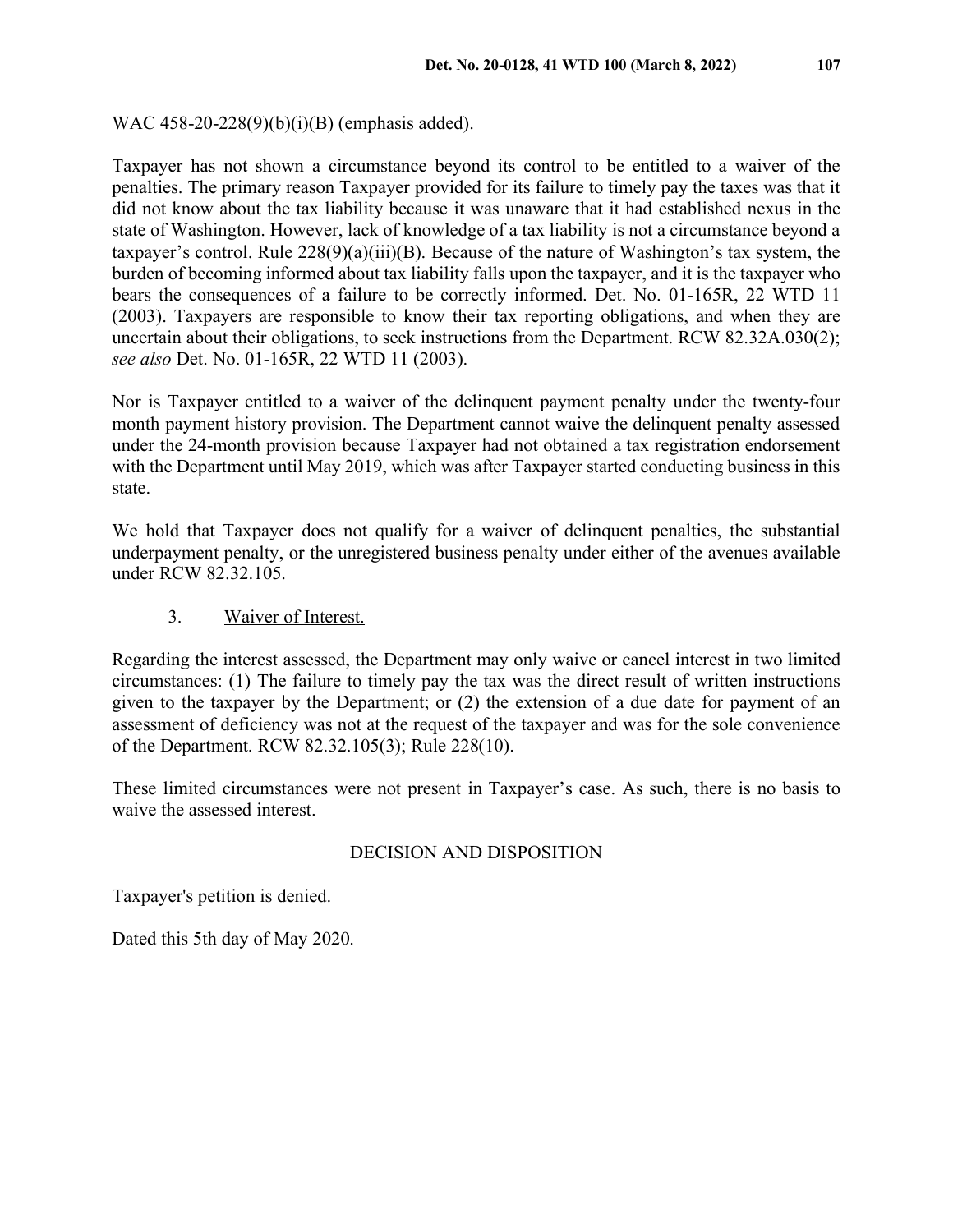WAC 458-20-228(9)(b)(i)(B) (emphasis added).

Taxpayer has not shown a circumstance beyond its control to be entitled to a waiver of the penalties. The primary reason Taxpayer provided for its failure to timely pay the taxes was that it did not know about the tax liability because it was unaware that it had established nexus in the state of Washington. However, lack of knowledge of a tax liability is not a circumstance beyond a taxpayer's control. Rule 228(9)(a)(iii)(B). Because of the nature of Washington's tax system, the burden of becoming informed about tax liability falls upon the taxpayer, and it is the taxpayer who bears the consequences of a failure to be correctly informed. Det. No. 01-165R, 22 WTD 11 (2003). Taxpayers are responsible to know their tax reporting obligations, and when they are uncertain about their obligations, to seek instructions from the Department. RCW 82.32A.030(2); *see also* Det. No. 01-165R, 22 WTD 11 (2003).

Nor is Taxpayer entitled to a waiver of the delinquent payment penalty under the twenty-four month payment history provision. The Department cannot waive the delinquent penalty assessed under the 24-month provision because Taxpayer had not obtained a tax registration endorsement with the Department until May 2019, which was after Taxpayer started conducting business in this state.

We hold that Taxpayer does not qualify for a waiver of delinquent penalties, the substantial underpayment penalty, or the unregistered business penalty under either of the avenues available under RCW 82.32.105.

3. Waiver of Interest.

Regarding the interest assessed, the Department may only waive or cancel interest in two limited circumstances: (1) The failure to timely pay the tax was the direct result of written instructions given to the taxpayer by the Department; or (2) the extension of a due date for payment of an assessment of deficiency was not at the request of the taxpayer and was for the sole convenience of the Department. RCW 82.32.105(3); Rule 228(10).

These limited circumstances were not present in Taxpayer's case. As such, there is no basis to waive the assessed interest.

## DECISION AND DISPOSITION

Taxpayer's petition is denied.

Dated this 5th day of May 2020.